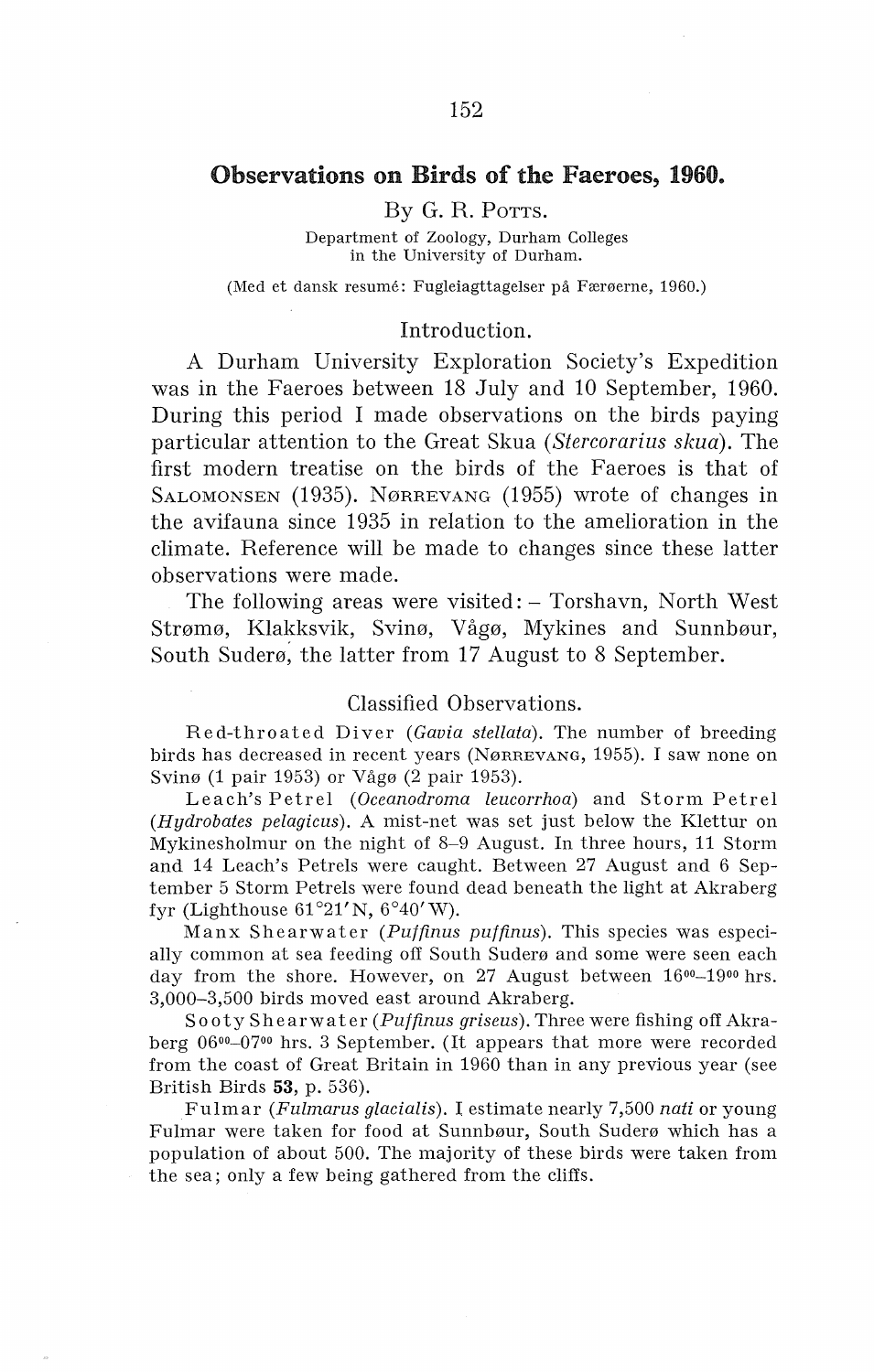# Observations on Birds of the Faeroes, 1960.

By G. R. Potts.

Department of Zoology, Durham Colleges
in the University of Durham.

(Med et dansk resumé: Fugleiagttagelser på Færøerne, 1960.)

## Introduction.

A Durham University Exploration Society's Expedition was in the Faeroes between 18 July and 10 September, 1960. During this period I made observations on the birds paying particular attention to the Great Skua (*Stercorarius skua*). The first modern treatise on the birds of the Faeroes is that of Salomonsen (1935). Nørrevang (1955) wrote of changes in the avifauna since 1935 in relation to the amelioration in the climate. Reference will be made to changes since these latter observations were made.

The following areas were visited: – Torshavn, North West Strømø, Klakksvik, Svinø, Vågø, Mykines and Sunnbøur, South Suderø, the latter from 17 August to 8 September.

## Classified Observations.

Red-throated Diver (*Gavia stellata*). The number of breeding birds has decreased in recent years (Nørrevang, 1955). I saw none on Svinø (1 pair 1953) or Vågø (2 pair 1953).

Leach's Petrel (*Oceanodroma leucorrhoa*) and Storm Petrel (*Hydrobates pelagicus*). A mist-net was set just below the Klettur on Mykinesholmur on the night of 8–9 August. In three hours, 11 Storm and 14 Leach's Petrels were caught. Between 27 August and 6 September 5 Storm Petrels were found dead beneath the light at Akraberg fyr (Lighthouse 61°21′N, 6°40′W).

Manx Shearwater (*Puffinus puffinus*). This species was especially common at sea feeding off South Suderø and some were seen each day from the shore. However, on 27 August between $16^{00}$–$19^{00}$ hrs. 3,000–3,500 birds moved east around Akraberg.

Sooty Shearwater (*Puffinus griseus*). Three were fishing off Akraberg $06^{00}$–$07^{00}$ hrs. 3 September. (It appears that more were recorded from the coast of Great Britain in 1960 than in any previous year (see British Birds **53**, p. 536).

Fulmar (*Fulmarus glacialis*). I estimate nearly 7,500 *nati* or young Fulmar were taken for food at Sunnbøur, South Suderø which has a population of about 500. The majority of these birds were taken from the sea; only a few being gathered from the cliffs.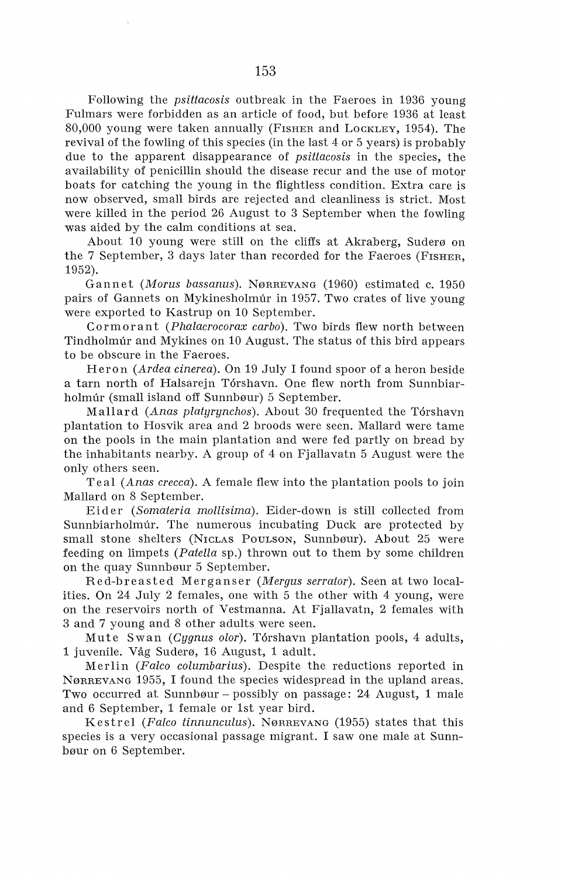Following the *psittacosis* outbreak in the Faeroes in 1936 young Fulmars were forbidden as an article of food, but before 1936 at least 80,000 young were taken annually (Fisher and Lockley, 1954). The revival of the fowling of this species (in the last 4 or 5 years) is probably due to the apparent disappearance of *psittacosis* in the species, the availability of penicillin should the disease recur and the use of motor boats for catching the young in the flightless condition. Extra care is now observed, small birds are rejected and cleanliness is strict. Most were killed in the period 26 August to 3 September when the fowling was aided by the calm conditions at sea.

About 10 young were still on the cliffs at Akraberg, Suderø on the 7 September, 3 days later than recorded for the Faeroes (Fisher, 1952).

Gannet (*Morus bassanus*). Nørrevang (1960) estimated c. 1950 pairs of Gannets on Mykinesholmúr in 1957. Two crates of live young were exported to Kastrup on 10 September.

Cormorant (*Phalacrocorax carbo*). Two birds flew north between Tindholmúr and Mykines on 10 August. The status of this bird appears to be obscure in the Faeroes.

Heron (*Ardea cinerea*). On 19 July I found spoor of a heron beside a tarn north of Halsarejn Tórshavn. One flew north from Sunnbiarholmúr (small island off Sunnbøur) 5 September.

Mallard (*Anas platyrynchos*). About 30 frequented the Tórshavn plantation to Hosvik area and 2 broods were seen. Mallard were tame on the pools in the main plantation and were fed partly on bread by the inhabitants nearby. A group of 4 on Fjallavatn 5 August were the only others seen.

Teal (*Anas crecca*). A female flew into the plantation pools to join Mallard on 8 September.

Eider (*Somateria mollisima*). Eider-down is still collected from Sunnbiarholmúr. The numerous incubating Duck are protected by small stone shelters (Niclas Poulson, Sunnbøur). About 25 were feeding on limpets (*Patella* sp.) thrown out to them by some children on the quay Sunnbøur 5 September.

Red-breasted Merganser (*Mergus serrator*). Seen at two localities. On 24 July 2 females, one with 5 the other with 4 young, were on the reservoirs north of Vestmanna. At Fjallavatn, 2 females with 3 and 7 young and 8 other adults were seen.

Mute Swan (*Cygnus olor*). Tórshavn plantation pools, 4 adults, 1 juvenile. Våg Suderø, 16 August, 1 adult.

Merlin (*Falco columbarius*). Despite the reductions reported in Nørrevang 1955, I found the species widespread in the upland areas. Two occurred at Sunnbøur – possibly on passage: 24 August, 1 male and 6 September, 1 female or 1st year bird.

Kestrel (*Falco tinnunculus*). Nørrevang (1955) states that this species is a very occasional passage migrant. I saw one male at Sunnbøur on 6 September.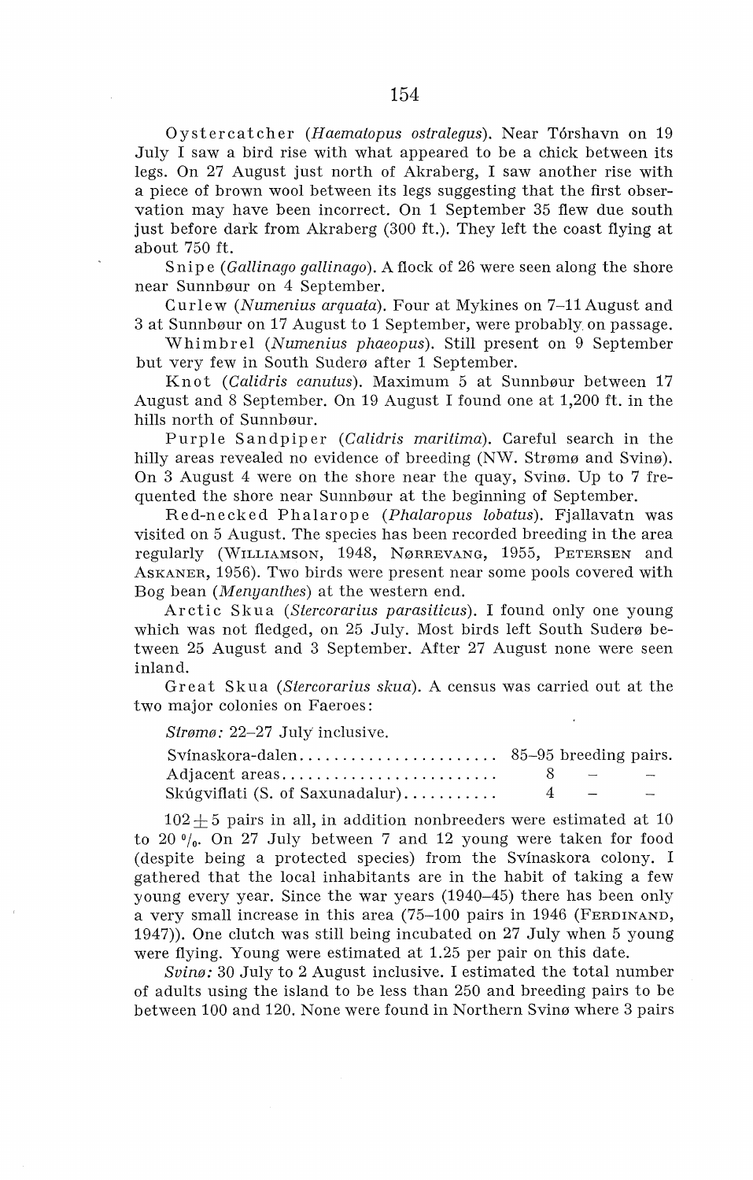Oystercatcher (*Haematopus ostralegus*). Near Tórshavn on 19 July I saw a bird rise with what appeared to be a chick between its legs. On 27 August just north of Akraberg, I saw another rise with a piece of brown wool between its legs suggesting that the first observation may have been incorrect. On 1 September 35 flew due south just before dark from Akraberg (300 ft.). They left the coast flying at about 750 ft.

Snipe (*Gallinago gallinago*). A flock of 26 were seen along the shore near Sunnbøur on 4 September.

Curlew (*Numenius arquata*). Four at Mykines on 7–11 August and 3 at Sunnbøur on 17 August to 1 September, were probably on passage.

Whimbrel (*Numenius phaeopus*). Still present on 9 September but very few in South Suderø after 1 September.

Knot (*Calidris canutus*). Maximum 5 at Sunnbøur between 17 August and 8 September. On 19 August I found one at 1,200 ft. in the hills north of Sunnbøur.

Purple Sandpiper (*Calidris maritima*). Careful search in the hilly areas revealed no evidence of breeding (NW. Strømø and Svinø). On 3 August 4 were on the shore near the quay, Svinø. Up to 7 frequented the shore near Sunnbøur at the beginning of September.

Red-necked Phalarope (*Phalaropus lobatus*). Fjallavatn was visited on 5 August. The species has been recorded breeding in the area regularly (Williamson, 1948, Nørrevang, 1955, Petersen and Askaner, 1956). Two birds were present near some pools covered with Bog bean (*Menyanthes*) at the western end.

Arctic Skua (*Stercorarius parasiticus*). I found only one young which was not fledged, on 25 July. Most birds left South Suderø between 25 August and 3 September. After 27 August none were seen inland.

Great Skua (*Stercorarius skua*). A census was carried out at the two major colonies on Faeroes:

*Strømø:* 22–27 July inclusive.

| | |
|---|---|
| Svínaskora-dalen | 85–95 breeding pairs. |
| Adjacent areas | 8 – – |
| Skúgviflati (S. of Saxunadalur) | 4 – – |

$102 \pm 5$ pairs in all, in addition nonbreeders were estimated at 10 to 20 %. On 27 July between 7 and 12 young were taken for food (despite being a protected species) from the Svínaskora colony. I gathered that the local inhabitants are in the habit of taking a few young every year. Since the war years (1940–45) there has been only a very small increase in this area (75–100 pairs in 1946 (Ferdinand, 1947)). One clutch was still being incubated on 27 July when 5 young were flying. Young were estimated at 1.25 per pair on this date.

*Svinø:* 30 July to 2 August inclusive. I estimated the total number of adults using the island to be less than 250 and breeding pairs to be between 100 and 120. None were found in Northern Svinø where 3 pairs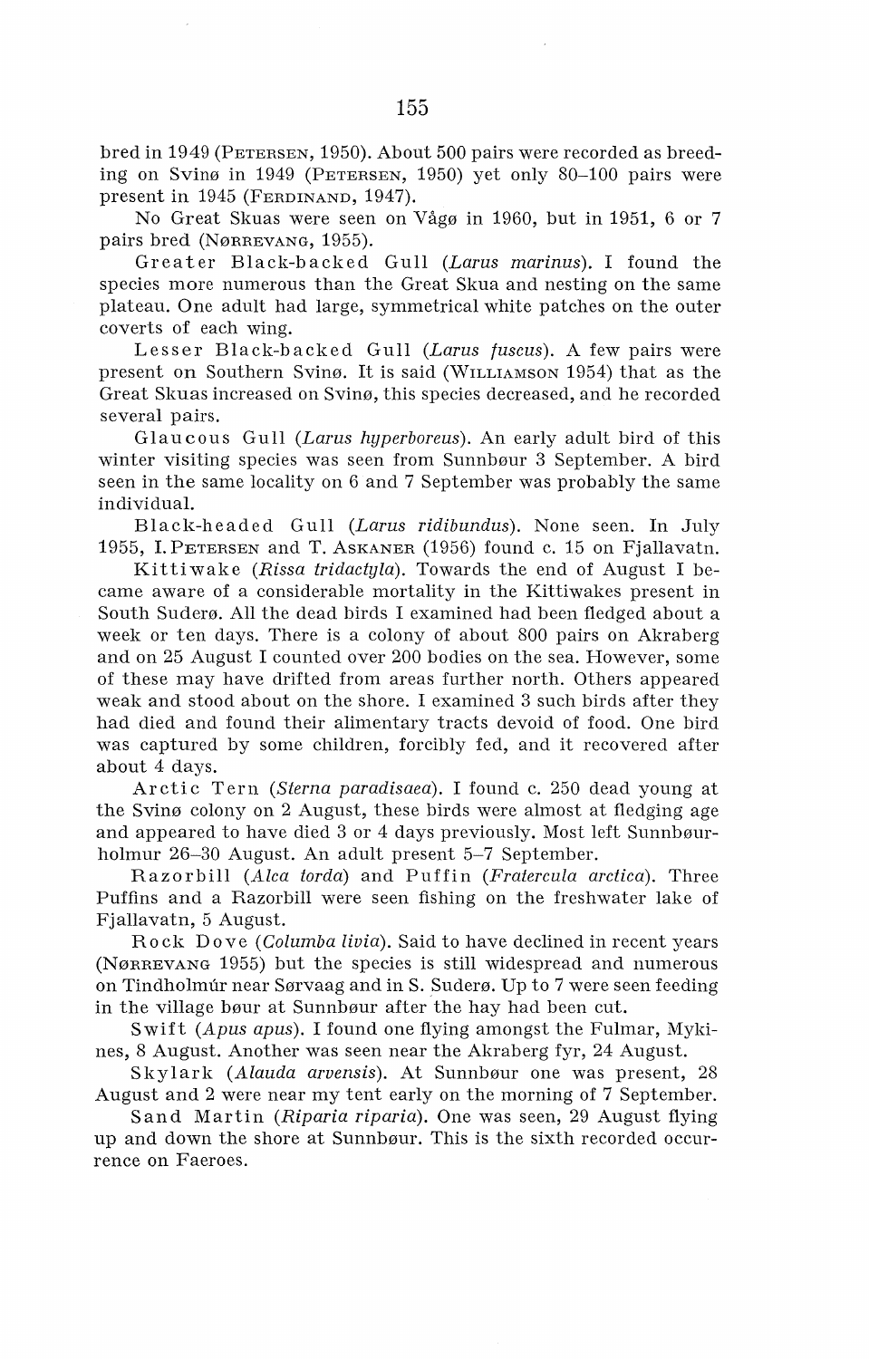bred in 1949 (PETERSEN, 1950). About 500 pairs were recorded as breeding on Svinø in 1949 (PETERSEN, 1950) yet only 80–100 pairs were present in 1945 (FERDINAND, 1947).

No Great Skuas were seen on Vågø in 1960, but in 1951, 6 or 7 pairs bred (NØRREVANG, 1955).

Greater Black-backed Gull (*Larus marinus*). I found the species more numerous than the Great Skua and nesting on the same plateau. One adult had large, symmetrical white patches on the outer coverts of each wing.

Lesser Black-backed Gull (*Larus fuscus*). A few pairs were present on Southern Svinø. It is said (WILLIAMSON 1954) that as the Great Skuas increased on Svinø, this species decreased, and he recorded several pairs.

Glaucous Gull (*Larus hyperboreus*). An early adult bird of this winter visiting species was seen from Sunnbøur 3 September. A bird seen in the same locality on 6 and 7 September was probably the same individual.

Black-headed Gull (*Larus ridibundus*). None seen. In July 1955, I. PETERSEN and T. ASKANER (1956) found c. 15 on Fjallavatn.

Kittiwake (*Rissa tridactyla*). Towards the end of August I became aware of a considerable mortality in the Kittiwakes present in South Suderø. All the dead birds I examined had been fledged about a week or ten days. There is a colony of about 800 pairs on Akraberg and on 25 August I counted over 200 bodies on the sea. However, some of these may have drifted from areas further north. Others appeared weak and stood about on the shore. I examined 3 such birds after they had died and found their alimentary tracts devoid of food. One bird was captured by some children, forcibly fed, and it recovered after about 4 days.

Arctic Tern (*Sterna paradisaea*). I found c. 250 dead young at the Svinø colony on 2 August, these birds were almost at fledging age and appeared to have died 3 or 4 days previously. Most left Sunnbøurholmur 26–30 August. An adult present 5–7 September.

Razorbill (*Alca torda*) and Puffin (*Fratercula arctica*). Three Puffins and a Razorbill were seen fishing on the freshwater lake of Fjallavatn, 5 August.

Rock Dove (*Columba livia*). Said to have declined in recent years (NØRREVANG 1955) but the species is still widespread and numerous on Tindholmúr near Sørvaag and in S. Suderø. Up to 7 were seen feeding in the village bøur at Sunnbøur after the hay had been cut.

Swift (*Apus apus*). I found one flying amongst the Fulmar, Mykines, 8 August. Another was seen near the Akraberg fyr, 24 August.

Skylark (*Alauda arvensis*). At Sunnbøur one was present, 28 August and 2 were near my tent early on the morning of 7 September.

Sand Martin (*Riparia riparia*). One was seen, 29 August flying up and down the shore at Sunnbøur. This is the sixth recorded occurrence on Faeroes.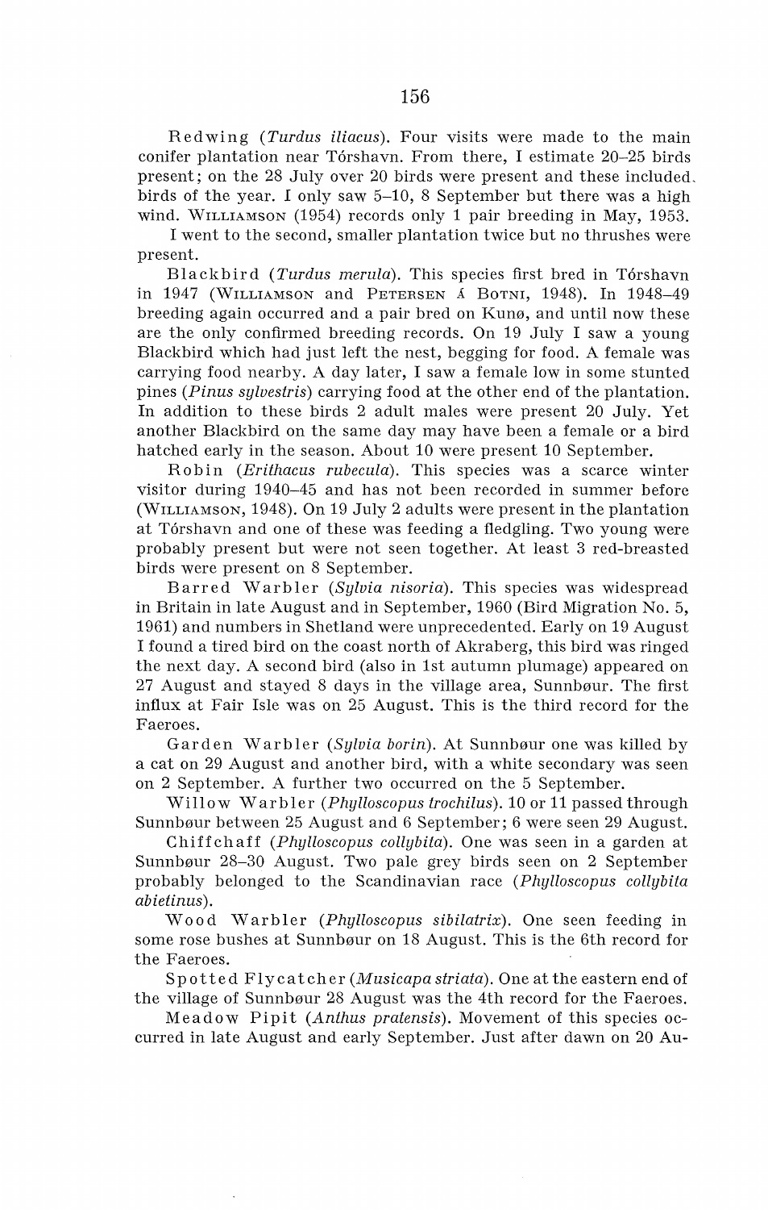Redwing (*Turdus iliacus*). Four visits were made to the main conifer plantation near Tórshavn. From there, I estimate 20–25 birds present; on the 28 July over 20 birds were present and these included birds of the year. I only saw 5–10, 8 September but there was a high wind. WILLIAMSON (1954) records only 1 pair breeding in May, 1953.

I went to the second, smaller plantation twice but no thrushes were present.

Blackbird (*Turdus merula*). This species first bred in Tórshavn in 1947 (WILLIAMSON and PETERSEN Á BOTNI, 1948). In 1948–49 breeding again occurred and a pair bred on Kunø, and until now these are the only confirmed breeding records. On 19 July I saw a young Blackbird which had just left the nest, begging for food. A female was carrying food nearby. A day later, I saw a female low in some stunted pines (*Pinus sylvestris*) carrying food at the other end of the plantation. In addition to these birds 2 adult males were present 20 July. Yet another Blackbird on the same day may have been a female or a bird hatched early in the season. About 10 were present 10 September.

Robin (*Erithacus rubecula*). This species was a scarce winter visitor during 1940–45 and has not been recorded in summer before (WILLIAMSON, 1948). On 19 July 2 adults were present in the plantation at Tórshavn and one of these was feeding a fledgling. Two young were probably present but were not seen together. At least 3 red-breasted birds were present on 8 September.

Barred Warbler (*Sylvia nisoria*). This species was widespread in Britain in late August and in September, 1960 (Bird Migration No. 5, 1961) and numbers in Shetland were unprecedented. Early on 19 August I found a tired bird on the coast north of Akraberg, this bird was ringed the next day. A second bird (also in 1st autumn plumage) appeared on 27 August and stayed 8 days in the village area, Sunnbøur. The first influx at Fair Isle was on 25 August. This is the third record for the Faeroes.

Garden Warbler (*Sylvia borin*). At Sunnbøur one was killed by a cat on 29 August and another bird, with a white secondary was seen on 2 September. A further two occurred on the 5 September.

Willow Warbler (*Phylloscopus trochilus*). 10 or 11 passed through Sunnbøur between 25 August and 6 September; 6 were seen 29 August.

Chiffchaff (*Phylloscopus collybita*). One was seen in a garden at Sunnbøur 28–30 August. Two pale grey birds seen on 2 September probably belonged to the Scandinavian race (*Phylloscopus collybita abietinus*).

Wood Warbler (*Phylloscopus sibilatrix*). One seen feeding in some rose bushes at Sunnbøur on 18 August. This is the 6th record for the Faeroes.

Spotted Flycatcher (*Musicapa striata*). One at the eastern end of the village of Sunnbøur 28 August was the 4th record for the Faeroes.

Meadow Pipit (*Anthus pratensis*). Movement of this species occurred in late August and early September. Just after dawn on 20 Au-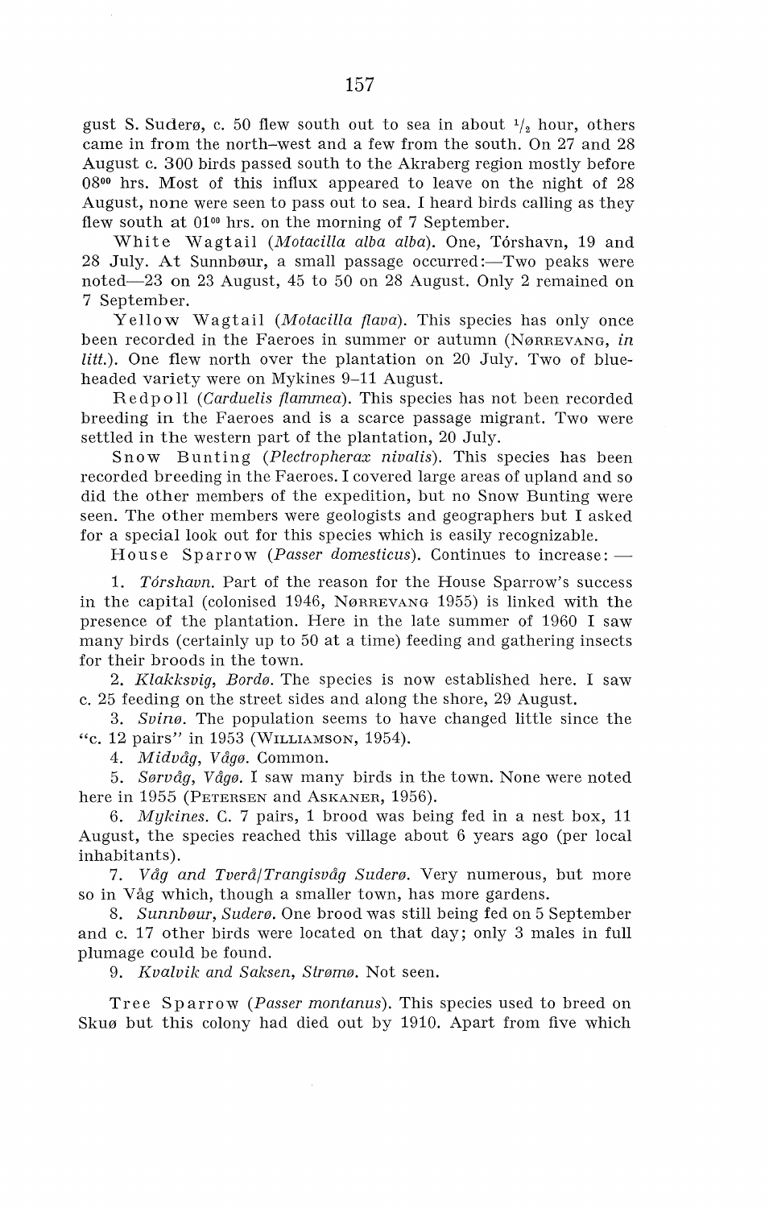gust S. Suderø, c. 50 flew south out to sea in about 1/2 hour, others came in from the north-west and a few from the south. On 27 and 28 August c. 300 birds passed south to the Akraberg region mostly before 08[00] hrs. Most of this influx appeared to leave on the night of 28 August, none were seen to pass out to sea. I heard birds calling as they flew south at 01[00] hrs. on the morning of 7 September.

White Wagtail (*Motacilla alba alba*). One, Tórshavn, 19 and 28 July. At Sunnbøur, a small passage occurred:—Two peaks were noted—23 on 23 August, 45 to 50 on 28 August. Only 2 remained on 7 September.

Yellow Wagtail (*Motacilla flava*). This species has only once been recorded in the Faeroes in summer or autumn (NØRREVANG, *in litt.*). One flew north over the plantation on 20 July. Two of blue-headed variety were on Mykines 9–11 August.

Redpoll (*Carduelis flammea*). This species has not been recorded breeding in the Faeroes and is a scarce passage migrant. Two were settled in the western part of the plantation, 20 July.

Snow Bunting (*Plectropherax nivalis*). This species has been recorded breeding in the Faeroes. I covered large areas of upland and so did the other members of the expedition, but no Snow Bunting were seen. The other members were geologists and geographers but I asked for a special look out for this species which is easily recognizable.

House Sparrow (*Passer domesticus*). Continues to increase: —

1. *Tórshavn.* Part of the reason for the House Sparrow's success in the capital (colonised 1946, NØRREVANG 1955) is linked with the presence of the plantation. Here in the late summer of 1960 I saw many birds (certainly up to 50 at a time) feeding and gathering insects for their broods in the town.
2. *Klakksvig, Bordø.* The species is now established here. I saw c. 25 feeding on the street sides and along the shore, 29 August.
3. *Svinø.* The population seems to have changed little since the "c. 12 pairs" in 1953 (WILLIAMSON, 1954).
4. *Midvåg, Vågø.* Common.
5. *Sørvåg, Vågø.* I saw many birds in the town. None were noted here in 1955 (PETERSEN and ASKANER, 1956).
6. *Mykines.* C. 7 pairs, 1 brood was being fed in a nest box, 11 August, the species reached this village about 6 years ago (per local inhabitants).
7. *Våg and Tverå/Trangisvåg Suderø.* Very numerous, but more so in Våg which, though a smaller town, has more gardens.
8. *Sunnbøur, Suderø.* One brood was still being fed on 5 September and c. 17 other birds were located on that day; only 3 males in full plumage could be found.
9. *Kvalvik and Saksen, Strømø.* Not seen.

Tree Sparrow (*Passer montanus*). This species used to breed on Skuø but this colony had died out by 1910. Apart from five which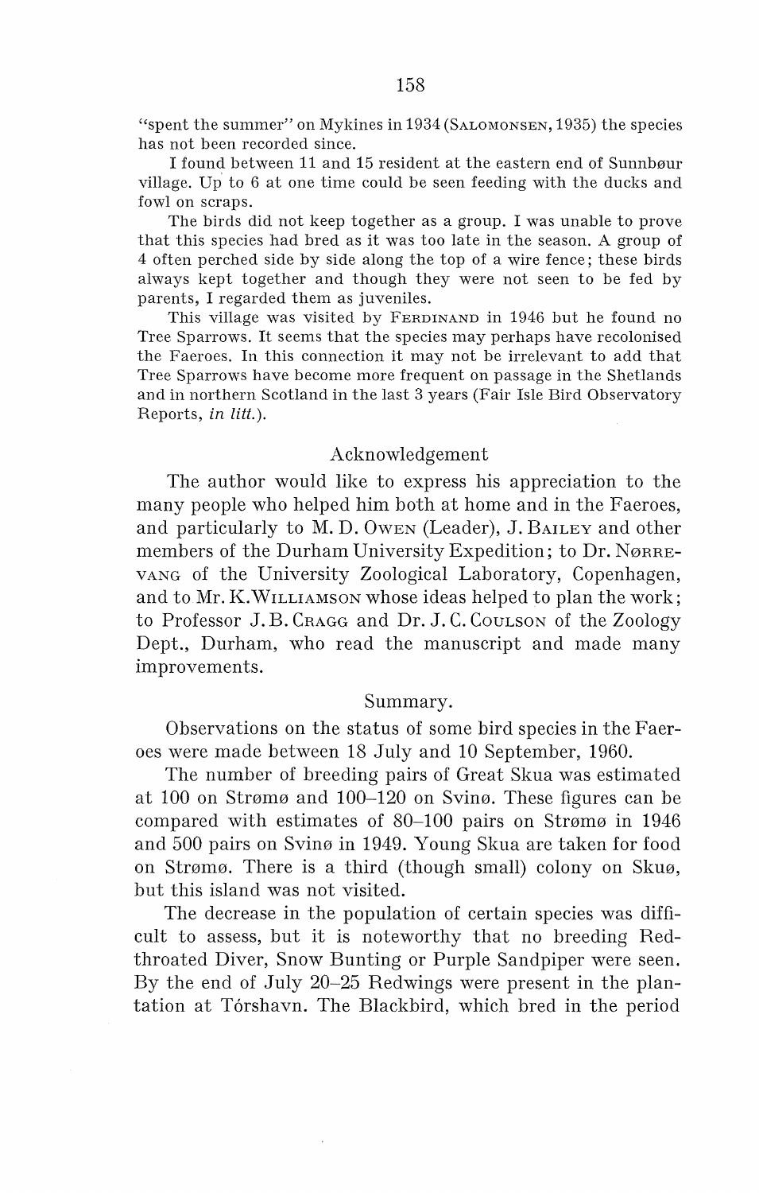"spent the summer" on Mykines in 1934 (SALOMONSEN, 1935) the species has not been recorded since.

I found between 11 and 15 resident at the eastern end of Sunnbøur village. Up to 6 at one time could be seen feeding with the ducks and fowl on scraps.

The birds did not keep together as a group. I was unable to prove that this species had bred as it was too late in the season. A group of 4 often perched side by side along the top of a wire fence; these birds always kept together and though they were not seen to be fed by parents, I regarded them as juveniles.

This village was visited by FERDINAND in 1946 but he found no Tree Sparrows. It seems that the species may perhaps have recolonised the Faeroes. In this connection it may not be irrelevant to add that Tree Sparrows have become more frequent on passage in the Shetlands and in northern Scotland in the last 3 years (Fair Isle Bird Observatory Reports, *in litt.*).

## Acknowledgement

The author would like to express his appreciation to the many people who helped him both at home and in the Faeroes, and particularly to M. D. OWEN (Leader), J. BAILEY and other members of the Durham University Expedition; to Dr. NØRREVANG of the University Zoological Laboratory, Copenhagen, and to Mr. K. WILLIAMSON whose ideas helped to plan the work; to Professor J. B. CRAGG and Dr. J. C. COULSON of the Zoology Dept., Durham, who read the manuscript and made many improvements.

## Summary.

Observations on the status of some bird species in the Faeroes were made between 18 July and 10 September, 1960.

The number of breeding pairs of Great Skua was estimated at 100 on Strømø and 100–120 on Svinø. These figures can be compared with estimates of 80–100 pairs on Strømø in 1946 and 500 pairs on Svinø in 1949. Young Skua are taken for food on Strømø. There is a third (though small) colony on Skuø, but this island was not visited.

The decrease in the population of certain species was difficult to assess, but it is noteworthy that no breeding Red-throated Diver, Snow Bunting or Purple Sandpiper were seen. By the end of July 20–25 Redwings were present in the plantation at Tórshavn. The Blackbird, which bred in the period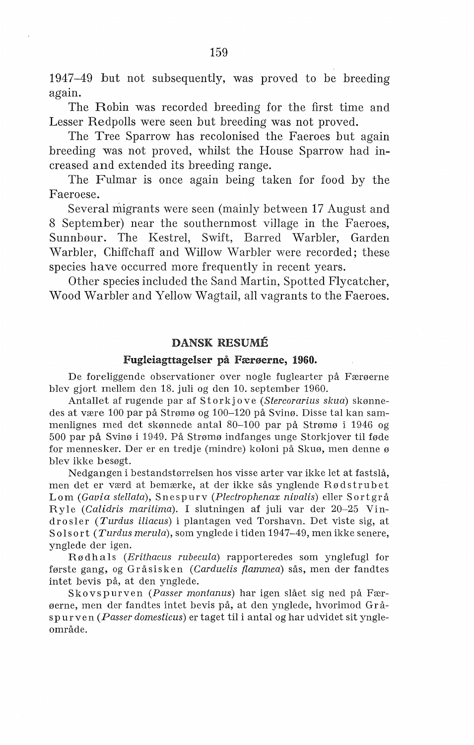1947–49 but not subsequently, was proved to be breeding again.

The Robin was recorded breeding for the first time and Lesser Redpolls were seen but breeding was not proved.

The Tree Sparrow has recolonised the Faeroes but again breeding was not proved, whilst the House Sparrow had increased and extended its breeding range.

The Fulmar is once again being taken for food by the Faeroese.

Several migrants were seen (mainly between 17 August and 8 September) near the southernmost village in the Faeroes, Sunnbøur. The Kestrel, Swift, Barred Warbler, Garden Warbler, Chiffchaff and Willow Warbler were recorded; these species have occurred more frequently in recent years.

Other species included the Sand Martin, Spotted Flycatcher, Wood Warbler and Yellow Wagtail, all vagrants to the Faeroes.

## DANSK RESUMÉ

### Fugleiagttagelser på Færøerne, 1960.

De foreliggende observationer over nogle fuglearter på Færøerne blev gjort mellem den 18. juli og den 10. september 1960.

Antallet af rugende par af Storkjove (*Stercorarius skua*) skønnedes at være 100 par på Strømø og 100–120 på Svinø. Disse tal kan sammenlignes med det skønnede antal 80–100 par på Strømø i 1946 og 500 par på Svinø i 1949. På Strømø indfanges unge Storkjover til føde for mennesker. Der er en tredje (mindre) koloni på Skuø, men denne ø blev ikke besøgt.

Nedgangen i bestandstørrelsen hos visse arter var ikke let at fastslå, men det er værd at bemærke, at der ikke sås ynglende Rødstrubet Lom (*Gavia stellata*), Snespurv (*Plectrophenax nivalis*) eller Sortgrå Ryle (*Calidris maritima*). I slutningen af juli var der 20–25 Vindrosler (*Turdus iliacus*) i plantagen ved Torshavn. Det viste sig, at Solsort (*Turdus merula*), som ynglede i tiden 1947–49, men ikke senere, ynglede der igen.

Rødhals (*Erithacus rubecula*) rapporteredes som ynglefugl for første gang, og Gråsisken (*Carduelis flammea*) sås, men der fandtes intet bevis på, at den ynglede.

Skovspurven (*Passer montanus*) har igen slået sig ned på Færøerne, men der fandtes intet bevis på, at den ynglede, hvorimod Gråspurven (*Passer domesticus*) er taget til i antal og har udvidet sit yngleområde.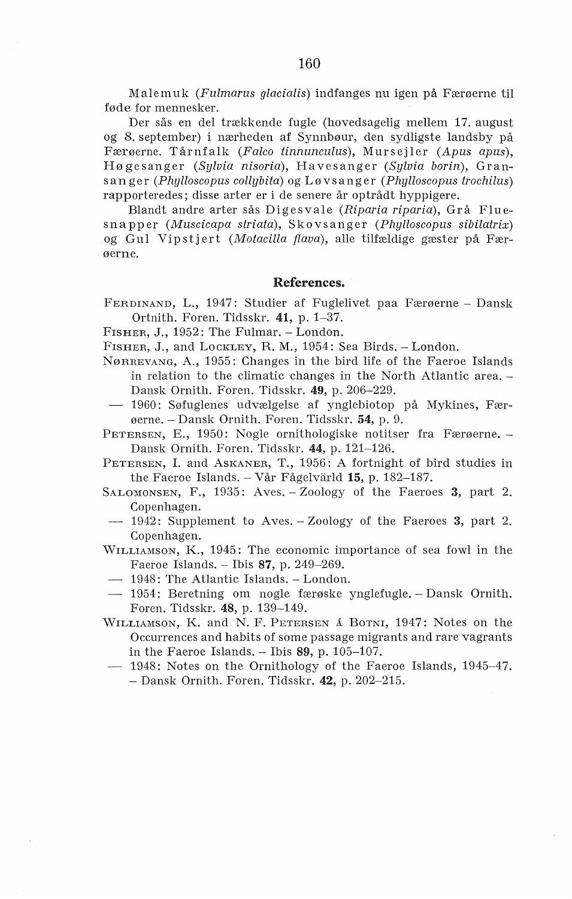Malemuk (*Fulmarus glacialis*) indfanges nu igen på Færøerne til føde for mennesker.

Der sås en del trækkende fugle (hovedsagelig mellem 17. august og 8. september) i nærheden af Synnbøur, den sydligste landsby på Færøerne. Tårnfalk (*Falco tinnunculus*), Mursejler (*Apus apus*), Høgesanger (*Sylvia nisoria*), Havesanger (*Sylvia borin*), Gransanger (*Phylloscopus collybita*) og Løvsanger (*Phylloscopus trochilus*) rapporteredes; disse arter er i de senere år optrådt hyppigere.

Blandt andre arter sås Digesvale (*Riparia riparia*), Grå Fluesnapper (*Muscicapa striata*), Skovsanger (*Phylloscopus sibilatrix*) og Gul Vipstjert (*Motacilla flava*), alle tilfældige gæster på Færøerne.

## References.

FERDINAND, L., 1947: Studier af Fuglelivet paa Færøerne – Dansk Ortnith. Foren. Tidsskr. **41**, p. 1–37.

FISHER, J., 1952: The Fulmar. – London.

FISHER, J., and LOCKLEY, R. M., 1954: Sea Birds. – London.

NØRREVANG, A., 1955: Changes in the bird life of the Faeroe Islands in relation to the climatic changes in the North Atlantic area. – Dansk Ornith. Foren. Tidsskr. **49**, p. 206–229.

— 1960: Søfuglenes udvælgelse af ynglebiotop på Mykines, Færøerne. – Dansk Ornith. Foren. Tidsskr. **54**, p. 9.

PETERSEN, E., 1950: Nogle ornithologiske notitser fra Færøerne. – Dansk Ornith. Foren. Tidsskr. **44**, p. 121–126.

PETERSEN, I. and ASKANER, T., 1956: A fortnight of bird studies in the Faeroe Islands. – Vår Fågelvärld **15**, p. 182–187.

SALOMONSEN, F., 1935: Aves. – Zoology of the Faeroes **3**, part 2. Copenhagen.

— 1942: Supplement to Aves. – Zoology of the Faeroes **3**, part 2. Copenhagen.

WILLIAMSON, K., 1945: The economic importance of sea fowl in the Faeroe Islands. – Ibis **87**, p. 249–269.

— 1948: The Atlantic Islands. – London.

— 1954: Beretning om nogle færøske ynglefugle. – Dansk Ornith. Foren. Tidsskr. **48**, p. 139–149.

WILLIAMSON, K. and N. F. PETERSEN Á BOTNI, 1947: Notes on the Occurrences and habits of some passage migrants and rare vagrants in the Faeroe Islands. – Ibis **89**, p. 105–107.

— 1948: Notes on the Ornithology of the Faeroe Islands, 1945–47. – Dansk Ornith. Foren. Tidsskr. **42**, p. 202–215.